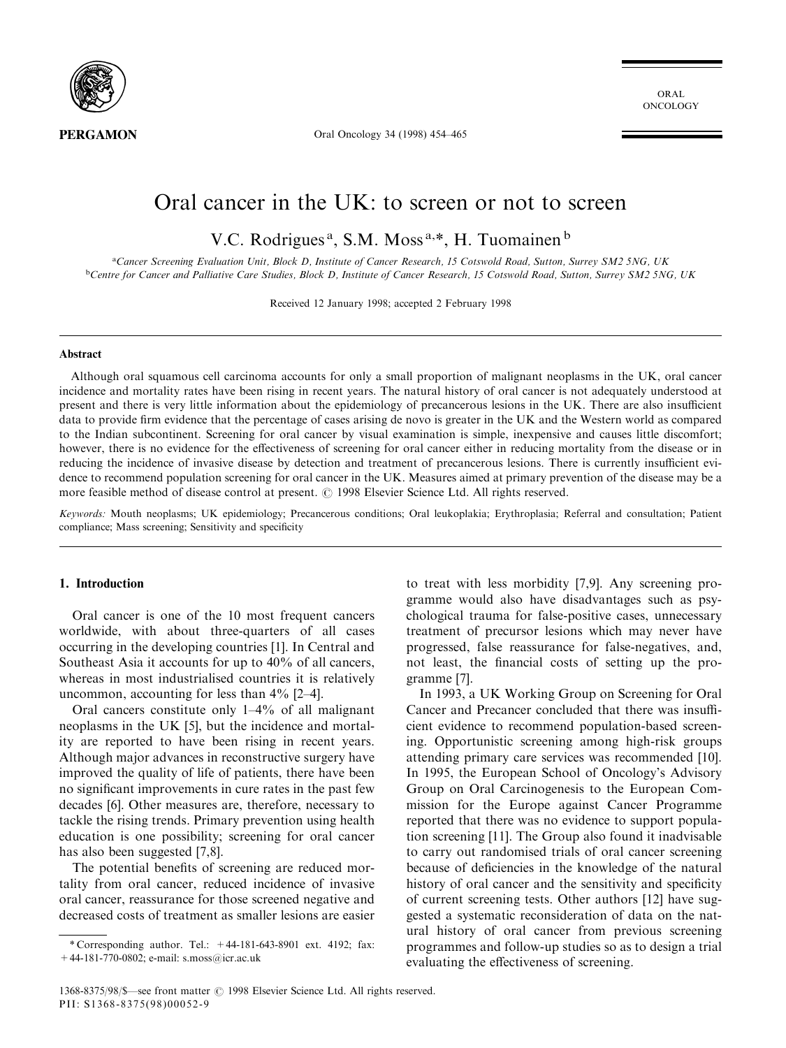# Oral cancer in the UK: to screen or not to screen

V.C. Rodrigues [a], S.M. Moss [a,*], H. Tuomainen [b]

[a] Cancer Screening Evaluation Unit, Block D, Institute of Cancer Research, 15 Cotswold Road, Sutton, Surrey SM2 5NG, UK
[b] Centre for Cancer and Palliative Care Studies, Block D, Institute of Cancer Research, 15 Cotswold Road, Sutton, Surrey SM2 5NG, UK

Received 12 January 1998; accepted 2 February 1998

## Abstract

Although oral squamous cell carcinoma accounts for only a small proportion of malignant neoplasms in the UK, oral cancer incidence and mortality rates have been rising in recent years. The natural history of oral cancer is not adequately understood at present and there is very little information about the epidemiology of precancerous lesions in the UK. There are also insufficient data to provide firm evidence that the percentage of cases arising de novo is greater in the UK and the Western world as compared to the Indian subcontinent. Screening for oral cancer by visual examination is simple, inexpensive and causes little discomfort; however, there is no evidence for the effectiveness of screening for oral cancer either in reducing mortality from the disease or in reducing the incidence of invasive disease by detection and treatment of precancerous lesions. There is currently insufficient evidence to recommend population screening for oral cancer in the UK. Measures aimed at primary prevention of the disease may be a more feasible method of disease control at present. © 1998 Elsevier Science Ltd. All rights reserved.

*Keywords:* Mouth neoplasms; UK epidemiology; Precancerous conditions; Oral leukoplakia; Erythroplasia; Referral and consultation; Patient compliance; Mass screening; Sensitivity and specificity

## 1. Introduction

Oral cancer is one of the 10 most frequent cancers worldwide, with about three-quarters of all cases occurring in the developing countries [1]. In Central and Southeast Asia it accounts for up to 40% of all cancers, whereas in most industrialised countries it is relatively uncommon, accounting for less than 4% [2–4].

Oral cancers constitute only 1–4% of all malignant neoplasms in the UK [5], but the incidence and mortality are reported to have been rising in recent years. Although major advances in reconstructive surgery have improved the quality of life of patients, there have been no significant improvements in cure rates in the past few decades [6]. Other measures are, therefore, necessary to tackle the rising trends. Primary prevention using health education is one possibility; screening for oral cancer has also been suggested [7,8].

The potential benefits of screening are reduced mortality from oral cancer, reduced incidence of invasive oral cancer, reassurance for those screened negative and decreased costs of treatment as smaller lesions are easier to treat with less morbidity [7,9]. Any screening programme would also have disadvantages such as psychological trauma for false-positive cases, unnecessary treatment of precursor lesions which may never have progressed, false reassurance for false-negatives, and, not least, the financial costs of setting up the programme [7].

In 1993, a UK Working Group on Screening for Oral Cancer and Precancer concluded that there was insufficient evidence to recommend population-based screening. Opportunistic screening among high-risk groups attending primary care services was recommended [10]. In 1995, the European School of Oncology's Advisory Group on Oral Carcinogenesis to the European Commission for the Europe against Cancer Programme reported that there was no evidence to support population screening [11]. The Group also found it inadvisable to carry out randomised trials of oral cancer screening because of deficiencies in the knowledge of the natural history of oral cancer and the sensitivity and specificity of current screening tests. Other authors [12] have suggested a systematic reconsideration of data on the natural history of oral cancer from previous screening programmes and follow-up studies so as to design a trial evaluating the effectiveness of screening.

\* Corresponding author. Tel.: +44-181-643-8901 ext. 4192; fax: +44-181-770-0802; e-mail: s.moss@icr.ac.uk

1368-8375/98/$—see front matter © 1998 Elsevier Science Ltd. All rights reserved.
PII: S1368-8375(98)00052-9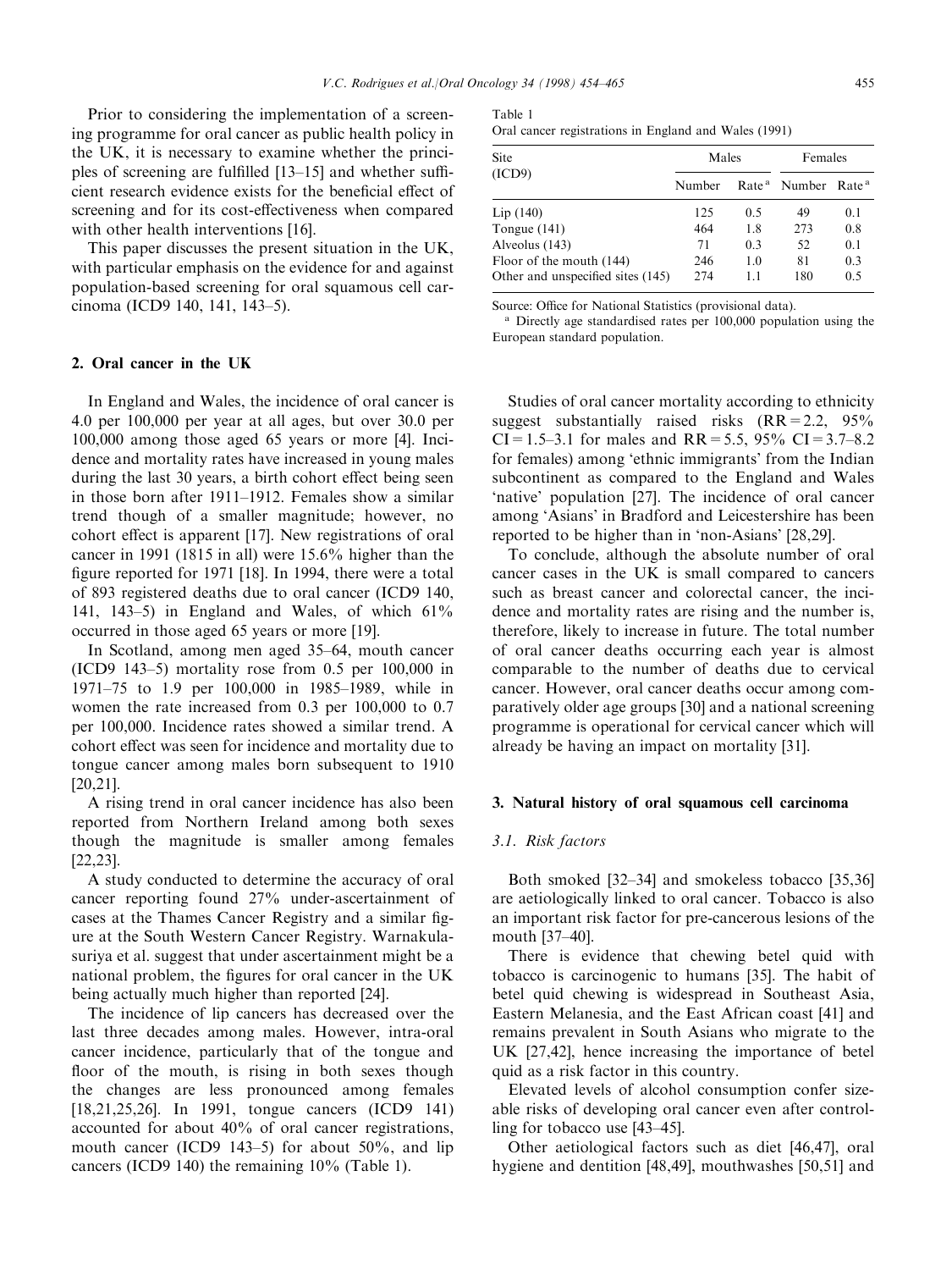Prior to considering the implementation of a screening programme for oral cancer as public health policy in the UK, it is necessary to examine whether the principles of screening are fulfilled [13–15] and whether sufficient research evidence exists for the beneficial effect of screening and for its cost-effectiveness when compared with other health interventions [16].

This paper discusses the present situation in the UK, with particular emphasis on the evidence for and against population-based screening for oral squamous cell carcinoma (ICD9 140, 141, 143–5).

## 2. Oral cancer in the UK

In England and Wales, the incidence of oral cancer is 4.0 per 100,000 per year at all ages, but over 30.0 per 100,000 among those aged 65 years or more [4]. Incidence and mortality rates have increased in young males during the last 30 years, a birth cohort effect being seen in those born after 1911–1912. Females show a similar trend though of a smaller magnitude; however, no cohort effect is apparent [17]. New registrations of oral cancer in 1991 (1815 in all) were 15.6% higher than the figure reported for 1971 [18]. In 1994, there were a total of 893 registered deaths due to oral cancer (ICD9 140, 141, 143–5) in England and Wales, of which 61% occurred in those aged 65 years or more [19].

In Scotland, among men aged 35–64, mouth cancer (ICD9 143–5) mortality rose from 0.5 per 100,000 in 1971–75 to 1.9 per 100,000 in 1985–1989, while in women the rate increased from 0.3 per 100,000 to 0.7 per 100,000. Incidence rates showed a similar trend. A cohort effect was seen for incidence and mortality due to tongue cancer among males born subsequent to 1910 [20,21].

A rising trend in oral cancer incidence has also been reported from Northern Ireland among both sexes though the magnitude is smaller among females [22,23].

A study conducted to determine the accuracy of oral cancer reporting found 27% under-ascertainment of cases at the Thames Cancer Registry and a similar figure at the South Western Cancer Registry. Warnakulasuriya et al. suggest that under ascertainment might be a national problem, the figures for oral cancer in the UK being actually much higher than reported [24].

The incidence of lip cancers has decreased over the last three decades among males. However, intra-oral cancer incidence, particularly that of the tongue and floor of the mouth, is rising in both sexes though the changes are less pronounced among females [18,21,25,26]. In 1991, tongue cancers (ICD9 141) accounted for about 40% of oral cancer registrations, mouth cancer (ICD9 143–5) for about 50%, and lip cancers (ICD9 140) the remaining 10% (Table 1).

Table 1
Oral cancer registrations in England and Wales (1991)

| Site (ICD9) | Males | | Females | |
|---|---|---|---|---|
| | Number | Rate [a] | Number | Rate [a] |
| Lip (140) | 125 | 0.5 | 49 | 0.1 |
| Tongue (141) | 464 | 1.8 | 273 | 0.8 |
| Alveolus (143) | 71 | 0.3 | 52 | 0.1 |
| Floor of the mouth (144) | 246 | 1.0 | 81 | 0.3 |
| Other and unspecified sites (145) | 274 | 1.1 | 180 | 0.5 |

Source: Office for National Statistics (provisional data).
[a] Directly age standardised rates per 100,000 population using the European standard population.

Studies of oral cancer mortality according to ethnicity suggest substantially raised risks (RR = 2.2, 95% CI = 1.5–3.1 for males and RR = 5.5, 95% CI = 3.7–8.2 for females) among 'ethnic immigrants' from the Indian subcontinent as compared to the England and Wales 'native' population [27]. The incidence of oral cancer among 'Asians' in Bradford and Leicestershire has been reported to be higher than in 'non-Asians' [28,29].

To conclude, although the absolute number of oral cancer cases in the UK is small compared to cancers such as breast cancer and colorectal cancer, the incidence and mortality rates are rising and the number is, therefore, likely to increase in future. The total number of oral cancer deaths occurring each year is almost comparable to the number of deaths due to cervical cancer. However, oral cancer deaths occur among comparatively older age groups [30] and a national screening programme is operational for cervical cancer which will already be having an impact on mortality [31].

## 3. Natural history of oral squamous cell carcinoma

### 3.1. Risk factors

Both smoked [32–34] and smokeless tobacco [35,36] are aetiologically linked to oral cancer. Tobacco is also an important risk factor for pre-cancerous lesions of the mouth [37–40].

There is evidence that chewing betel quid with tobacco is carcinogenic to humans [35]. The habit of betel quid chewing is widespread in Southeast Asia, Eastern Melanesia, and the East African coast [41] and remains prevalent in South Asians who migrate to the UK [27,42], hence increasing the importance of betel quid as a risk factor in this country.

Elevated levels of alcohol consumption confer sizeable risks of developing oral cancer even after controlling for tobacco use [43–45].

Other aetiological factors such as diet [46,47], oral hygiene and dentition [48,49], mouthwashes [50,51] and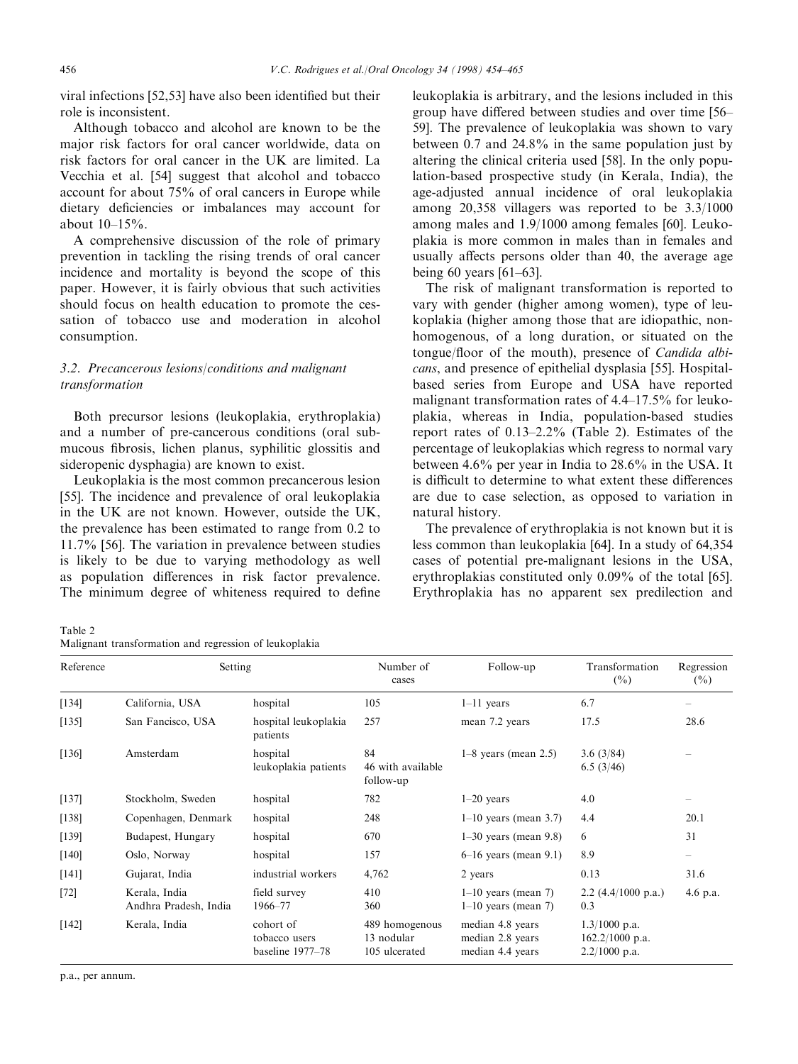viral infections [52,53] have also been identified but their role is inconsistent.

Although tobacco and alcohol are known to be the major risk factors for oral cancer worldwide, data on risk factors for oral cancer in the UK are limited. La Vecchia et al. [54] suggest that alcohol and tobacco account for about 75% of oral cancers in Europe while dietary deficiencies or imbalances may account for about 10–15%.

A comprehensive discussion of the role of primary prevention in tackling the rising trends of oral cancer incidence and mortality is beyond the scope of this paper. However, it is fairly obvious that such activities should focus on health education to promote the cessation of tobacco use and moderation in alcohol consumption.

### 3.2. Precancerous lesions/conditions and malignant transformation

Both precursor lesions (leukoplakia, erythroplakia) and a number of pre-cancerous conditions (oral submucous fibrosis, lichen planus, syphilitic glossitis and sideropenic dysphagia) are known to exist.

Leukoplakia is the most common precancerous lesion [55]. The incidence and prevalence of oral leukoplakia in the UK are not known. However, outside the UK, the prevalence has been estimated to range from 0.2 to 11.7% [56]. The variation in prevalence between studies is likely to be due to varying methodology as well as population differences in risk factor prevalence. The minimum degree of whiteness required to define leukoplakia is arbitrary, and the lesions included in this group have differed between studies and over time [56–59]. The prevalence of leukoplakia was shown to vary between 0.7 and 24.8% in the same population just by altering the clinical criteria used [58]. In the only population-based prospective study (in Kerala, India), the age-adjusted annual incidence of oral leukoplakia among 20,358 villagers was reported to be 3.3/1000 among males and 1.9/1000 among females [60]. Leukoplakia is more common in males than in females and usually affects persons older than 40, the average age being 60 years [61–63].

The risk of malignant transformation is reported to vary with gender (higher among women), type of leukoplakia (higher among those that are idiopathic, non-homogenous, of a long duration, or situated on the tongue/floor of the mouth), presence of *Candida albicans*, and presence of epithelial dysplasia [55]. Hospital-based series from Europe and USA have reported malignant transformation rates of 4.4–17.5% for leukoplakia, whereas in India, population-based studies report rates of 0.13–2.2% (Table 2). Estimates of the percentage of leukoplakias which regress to normal vary between 4.6% per year in India to 28.6% in the USA. It is difficult to determine to what extent these differences are due to case selection, as opposed to variation in natural history.

The prevalence of erythroplakia is not known but it is less common than leukoplakia [64]. In a study of 64,354 cases of potential pre-malignant lesions in the USA, erythroplakias constituted only 0.09% of the total [65]. Erythroplakia has no apparent sex predilection and

Table 2
Malignant transformation and regression of leukoplakia

| Reference | Setting | | Number of cases | Follow-up | Transformation (%) | Regression (%) |
|---|---|---|---|---|---|---|
| [134] | California, USA | hospital | 105 | 1–11 years | 6.7 | – |
| [135] | San Fancisco, USA | hospital leukoplakia patients | 257 | mean 7.2 years | 17.5 | 28.6 |
| [136] | Amsterdam | hospital leukoplakia patients | 84<br>46 with available follow-up | 1–8 years (mean 2.5) | 3.6 (3/84)<br>6.5 (3/46) | – |
| [137] | Stockholm, Sweden | hospital | 782 | 1–20 years | 4.0 | – |
| [138] | Copenhagen, Denmark | hospital | 248 | 1–10 years (mean 3.7) | 4.4 | 20.1 |
| [139] | Budapest, Hungary | hospital | 670 | 1–30 years (mean 9.8) | 6 | 31 |
| [140] | Oslo, Norway | hospital | 157 | 6–16 years (mean 9.1) | 8.9 | – |
| [141] | Gujarat, India | industrial workers | 4,762 | 2 years | 0.13 | 31.6 |
| [72] | Kerala, India<br>Andhra Pradesh, India | field survey 1966–77 | 410<br>360 | 1–10 years (mean 7)<br>1–10 years (mean 7) | 2.2 (4.4/1000 p.a.)<br>0.3 | 4.6 p.a. |
| [142] | Kerala, India | cohort of tobacco users baseline 1977–78 | 489 homogenous<br>13 nodular<br>105 ulcerated | median 4.8 years<br>median 2.8 years<br>median 4.4 years | 1.3/1000 p.a.<br>162.2/1000 p.a.<br>2.2/1000 p.a. | |

p.a., per annum.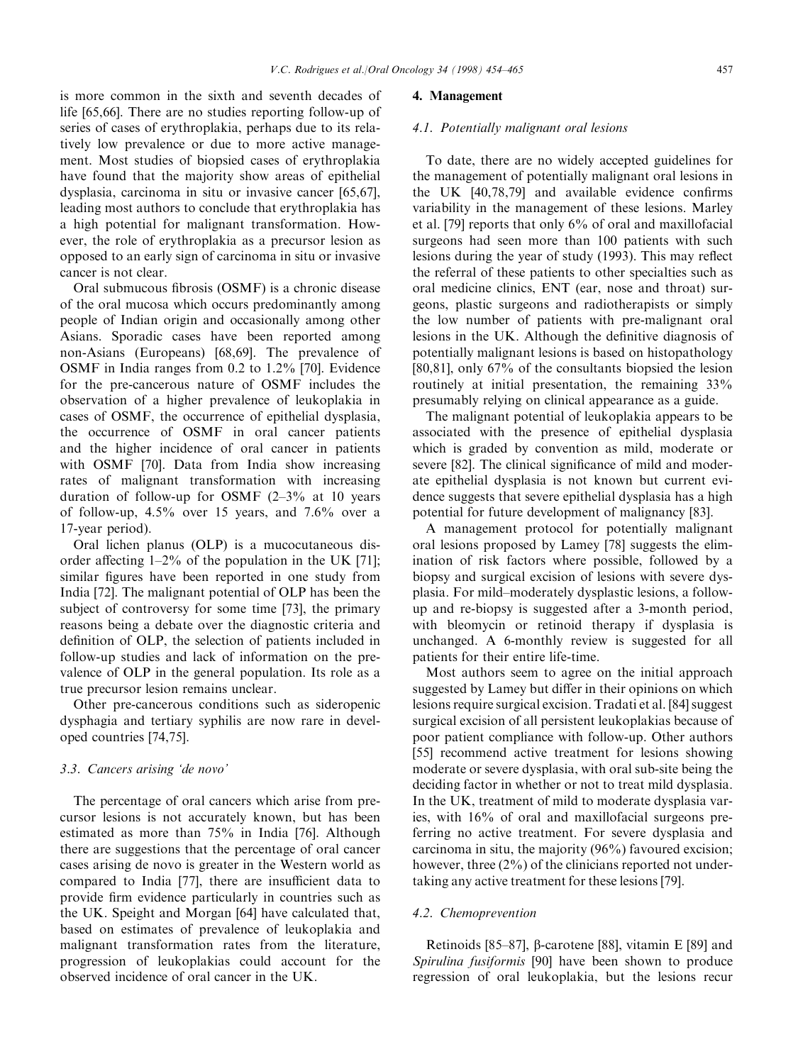is more common in the sixth and seventh decades of life [65,66]. There are no studies reporting follow-up of series of cases of erythroplakia, perhaps due to its relatively low prevalence or due to more active management. Most studies of biopsied cases of erythroplakia have found that the majority show areas of epithelial dysplasia, carcinoma in situ or invasive cancer [65,67], leading most authors to conclude that erythroplakia has a high potential for malignant transformation. However, the role of erythroplakia as a precursor lesion as opposed to an early sign of carcinoma in situ or invasive cancer is not clear.

Oral submucous fibrosis (OSMF) is a chronic disease of the oral mucosa which occurs predominantly among people of Indian origin and occasionally among other Asians. Sporadic cases have been reported among non-Asians (Europeans) [68,69]. The prevalence of OSMF in India ranges from 0.2 to 1.2% [70]. Evidence for the pre-cancerous nature of OSMF includes the observation of a higher prevalence of leukoplakia in cases of OSMF, the occurrence of epithelial dysplasia, the occurrence of OSMF in oral cancer patients and the higher incidence of oral cancer in patients with OSMF [70]. Data from India show increasing rates of malignant transformation with increasing duration of follow-up for OSMF (2–3% at 10 years of follow-up, 4.5% over 15 years, and 7.6% over a 17-year period).

Oral lichen planus (OLP) is a mucocutaneous disorder affecting 1–2% of the population in the UK [71]; similar figures have been reported in one study from India [72]. The malignant potential of OLP has been the subject of controversy for some time [73], the primary reasons being a debate over the diagnostic criteria and definition of OLP, the selection of patients included in follow-up studies and lack of information on the prevalence of OLP in the general population. Its role as a true precursor lesion remains unclear.

Other pre-cancerous conditions such as sideropenic dysphagia and tertiary syphilis are now rare in developed countries [74,75].

### 3.3. Cancers arising 'de novo'

The percentage of oral cancers which arise from precursor lesions is not accurately known, but has been estimated as more than 75% in India [76]. Although there are suggestions that the percentage of oral cancer cases arising de novo is greater in the Western world as compared to India [77], there are insufficient data to provide firm evidence particularly in countries such as the UK. Speight and Morgan [64] have calculated that, based on estimates of prevalence of leukoplakia and malignant transformation rates from the literature, progression of leukoplakias could account for the observed incidence of oral cancer in the UK.

## 4. Management

### 4.1. Potentially malignant oral lesions

To date, there are no widely accepted guidelines for the management of potentially malignant oral lesions in the UK [40,78,79] and available evidence confirms variability in the management of these lesions. Marley et al. [79] reports that only 6% of oral and maxillofacial surgeons had seen more than 100 patients with such lesions during the year of study (1993). This may reflect the referral of these patients to other specialties such as oral medicine clinics, ENT (ear, nose and throat) surgeons, plastic surgeons and radiotherapists or simply the low number of patients with pre-malignant oral lesions in the UK. Although the definitive diagnosis of potentially malignant lesions is based on histopathology [80,81], only 67% of the consultants biopsied the lesion routinely at initial presentation, the remaining 33% presumably relying on clinical appearance as a guide.

The malignant potential of leukoplakia appears to be associated with the presence of epithelial dysplasia which is graded by convention as mild, moderate or severe [82]. The clinical significance of mild and moderate epithelial dysplasia is not known but current evidence suggests that severe epithelial dysplasia has a high potential for future development of malignancy [83].

A management protocol for potentially malignant oral lesions proposed by Lamey [78] suggests the elimination of risk factors where possible, followed by a biopsy and surgical excision of lesions with severe dysplasia. For mild–moderately dysplastic lesions, a follow-up and re-biopsy is suggested after a 3-month period, with bleomycin or retinoid therapy if dysplasia is unchanged. A 6-monthly review is suggested for all patients for their entire life-time.

Most authors seem to agree on the initial approach suggested by Lamey but differ in their opinions on which lesions require surgical excision. Tradati et al. [84] suggest surgical excision of all persistent leukoplakias because of poor patient compliance with follow-up. Other authors [55] recommend active treatment for lesions showing moderate or severe dysplasia, with oral sub-site being the deciding factor in whether or not to treat mild dysplasia. In the UK, treatment of mild to moderate dysplasia varies, with 16% of oral and maxillofacial surgeons preferring no active treatment. For severe dysplasia and carcinoma in situ, the majority (96%) favoured excision; however, three (2%) of the clinicians reported not undertaking any active treatment for these lesions [79].

### 4.2. Chemoprevention

Retinoids [85–87], β-carotene [88], vitamin E [89] and *Spirulina fusiformis* [90] have been shown to produce regression of oral leukoplakia, but the lesions recur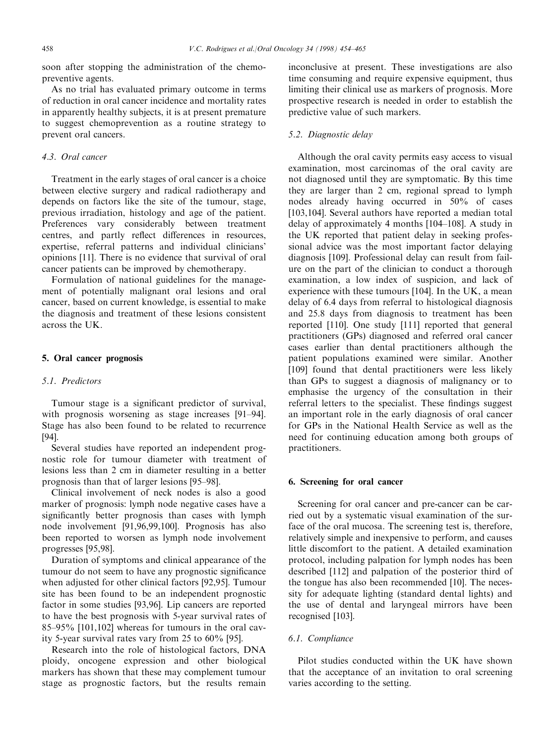soon after stopping the administration of the chemopreventive agents.

As no trial has evaluated primary outcome in terms of reduction in oral cancer incidence and mortality rates in apparently healthy subjects, it is at present premature to suggest chemoprevention as a routine strategy to prevent oral cancers.

### 4.3. Oral cancer

Treatment in the early stages of oral cancer is a choice between elective surgery and radical radiotherapy and depends on factors like the site of the tumour, stage, previous irradiation, histology and age of the patient. Preferences vary considerably between treatment centres, and partly reflect differences in resources, expertise, referral patterns and individual clinicians' opinions [11]. There is no evidence that survival of oral cancer patients can be improved by chemotherapy.

Formulation of national guidelines for the management of potentially malignant oral lesions and oral cancer, based on current knowledge, is essential to make the diagnosis and treatment of these lesions consistent across the UK.

## 5. Oral cancer prognosis

### 5.1. Predictors

Tumour stage is a significant predictor of survival, with prognosis worsening as stage increases [91–94]. Stage has also been found to be related to recurrence [94].

Several studies have reported an independent prognostic role for tumour diameter with treatment of lesions less than 2 cm in diameter resulting in a better prognosis than that of larger lesions [95–98].

Clinical involvement of neck nodes is also a good marker of prognosis: lymph node negative cases have a significantly better prognosis than cases with lymph node involvement [91,96,99,100]. Prognosis has also been reported to worsen as lymph node involvement progresses [95,98].

Duration of symptoms and clinical appearance of the tumour do not seem to have any prognostic significance when adjusted for other clinical factors [92,95]. Tumour site has been found to be an independent prognostic factor in some studies [93,96]. Lip cancers are reported to have the best prognosis with 5-year survival rates of 85–95% [101,102] whereas for tumours in the oral cavity 5-year survival rates vary from 25 to 60% [95].

Research into the role of histological factors, DNA ploidy, oncogene expression and other biological markers has shown that these may complement tumour stage as prognostic factors, but the results remain inconclusive at present. These investigations are also time consuming and require expensive equipment, thus limiting their clinical use as markers of prognosis. More prospective research is needed in order to establish the predictive value of such markers.

### 5.2. Diagnostic delay

Although the oral cavity permits easy access to visual examination, most carcinomas of the oral cavity are not diagnosed until they are symptomatic. By this time they are larger than 2 cm, regional spread to lymph nodes already having occurred in 50% of cases [103,104]. Several authors have reported a median total delay of approximately 4 months [104–108]. A study in the UK reported that patient delay in seeking professional advice was the most important factor delaying diagnosis [109]. Professional delay can result from failure on the part of the clinician to conduct a thorough examination, a low index of suspicion, and lack of experience with these tumours [104]. In the UK, a mean delay of 6.4 days from referral to histological diagnosis and 25.8 days from diagnosis to treatment has been reported [110]. One study [111] reported that general practitioners (GPs) diagnosed and referred oral cancer cases earlier than dental practitioners although the patient populations examined were similar. Another [109] found that dental practitioners were less likely than GPs to suggest a diagnosis of malignancy or to emphasise the urgency of the consultation in their referral letters to the specialist. These findings suggest an important role in the early diagnosis of oral cancer for GPs in the National Health Service as well as the need for continuing education among both groups of practitioners.

## 6. Screening for oral cancer

Screening for oral cancer and pre-cancer can be carried out by a systematic visual examination of the surface of the oral mucosa. The screening test is, therefore, relatively simple and inexpensive to perform, and causes little discomfort to the patient. A detailed examination protocol, including palpation for lymph nodes has been described [112] and palpation of the posterior third of the tongue has also been recommended [10]. The necessity for adequate lighting (standard dental lights) and the use of dental and laryngeal mirrors have been recognised [103].

### 6.1. Compliance

Pilot studies conducted within the UK have shown that the acceptance of an invitation to oral screening varies according to the setting.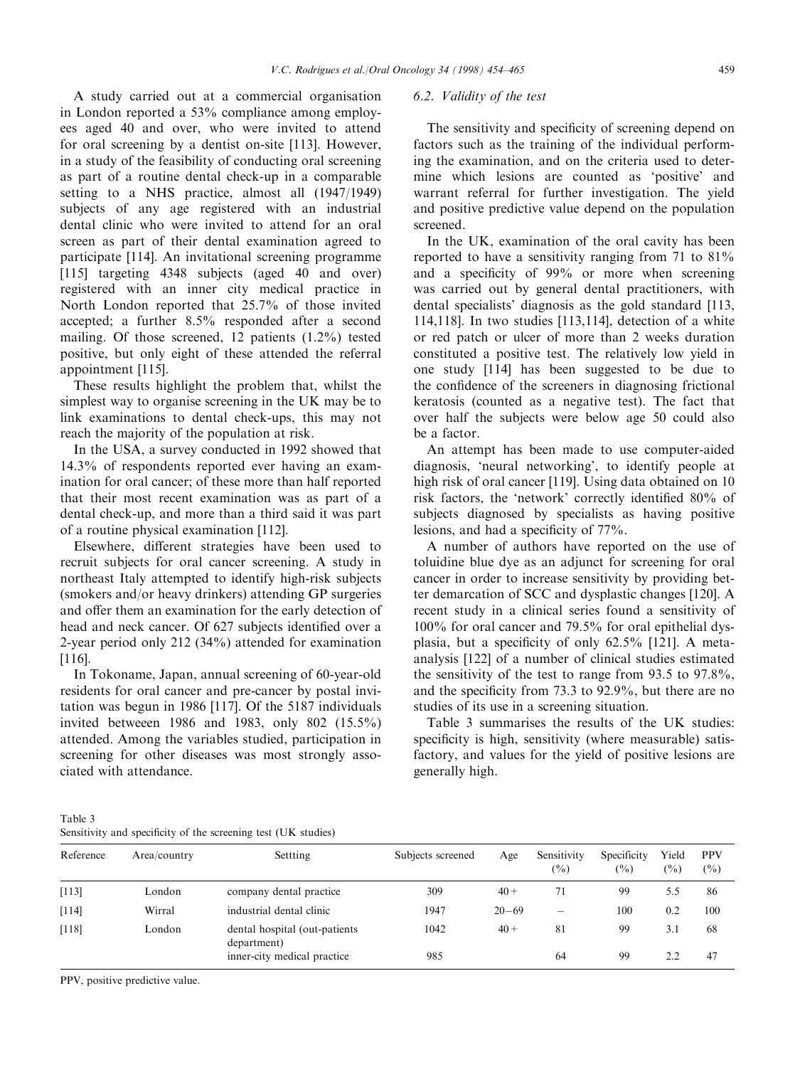A study carried out at a commercial organisation in London reported a 53% compliance among employees aged 40 and over, who were invited to attend for oral screening by a dentist on-site [113]. However, in a study of the feasibility of conducting oral screening as part of a routine dental check-up in a comparable setting to a NHS practice, almost all (1947/1949) subjects of any age registered with an industrial dental clinic who were invited to attend for an oral screen as part of their dental examination agreed to participate [114]. An invitational screening programme [115] targeting 4348 subjects (aged 40 and over) registered with an inner city medical practice in North London reported that 25.7% of those invited accepted; a further 8.5% responded after a second mailing. Of those screened, 12 patients (1.2%) tested positive, but only eight of these attended the referral appointment [115].

These results highlight the problem that, whilst the simplest way to organise screening in the UK may be to link examinations to dental check-ups, this may not reach the majority of the population at risk.

In the USA, a survey conducted in 1992 showed that 14.3% of respondents reported ever having an examination for oral cancer; of these more than half reported that their most recent examination was as part of a dental check-up, and more than a third said it was part of a routine physical examination [112].

Elsewhere, different strategies have been used to recruit subjects for oral cancer screening. A study in northeast Italy attempted to identify high-risk subjects (smokers and/or heavy drinkers) attending GP surgeries and offer them an examination for the early detection of head and neck cancer. Of 627 subjects identified over a 2-year period only 212 (34%) attended for examination [116].

In Tokoname, Japan, annual screening of 60-year-old residents for oral cancer and pre-cancer by postal invitation was begun in 1986 [117]. Of the 5187 individuals invited betweeen 1986 and 1983, only 802 (15.5%) attended. Among the variables studied, participation in screening for other diseases was most strongly associated with attendance.

### 6.2. Validity of the test

The sensitivity and specificity of screening depend on factors such as the training of the individual performing the examination, and on the criteria used to determine which lesions are counted as 'positive' and warrant referral for further investigation. The yield and positive predictive value depend on the population screened.

In the UK, examination of the oral cavity has been reported to have a sensitivity ranging from 71 to 81% and a specificity of 99% or more when screening was carried out by general dental practitioners, with dental specialists' diagnosis as the gold standard [113, 114,118]. In two studies [113,114], detection of a white or red patch or ulcer of more than 2 weeks duration constituted a positive test. The relatively low yield in one study [114] has been suggested to be due to the confidence of the screeners in diagnosing frictional keratosis (counted as a negative test). The fact that over half the subjects were below age 50 could also be a factor.

An attempt has been made to use computer-aided diagnosis, 'neural networking', to identify people at high risk of oral cancer [119]. Using data obtained on 10 risk factors, the 'network' correctly identified 80% of subjects diagnosed by specialists as having positive lesions, and had a specificity of 77%.

A number of authors have reported on the use of toluidine blue dye as an adjunct for screening for oral cancer in order to increase sensitivity by providing better demarcation of SCC and dysplastic changes [120]. A recent study in a clinical series found a sensitivity of 100% for oral cancer and 79.5% for oral epithelial dysplasia, but a specificity of only 62.5% [121]. A meta-analysis [122] of a number of clinical studies estimated the sensitivity of the test to range from 93.5 to 97.8%, and the specificity from 73.3 to 92.9%, but there are no studies of its use in a screening situation.

Table 3 summarises the results of the UK studies: specificity is high, sensitivity (where measurable) satisfactory, and values for the yield of positive lesions are generally high.

Table 3
Sensitivity and specificity of the screening test (UK studies)

| Reference | Area/country | Settting | Subjects screened | Age | Sensitivity (%) | Specificity (%) | Yield (%) | PPV (%) |
|---|---|---|---|---|---|---|---|---|
| [113] | London | company dental practice | 309 | 40+ | 71 | 99 | 5.5 | 86 |
| [114] | Wirral | industrial dental clinic | 1947 | 20–69 | – | 100 | 0.2 | 100 |
| [118] | London | dental hospital (out-patients department) | 1042 | 40+ | 81 | 99 | 3.1 | 68 |
| | | inner-city medical practice | 985 | | 64 | 99 | 2.2 | 47 |

PPV, positive predictive value.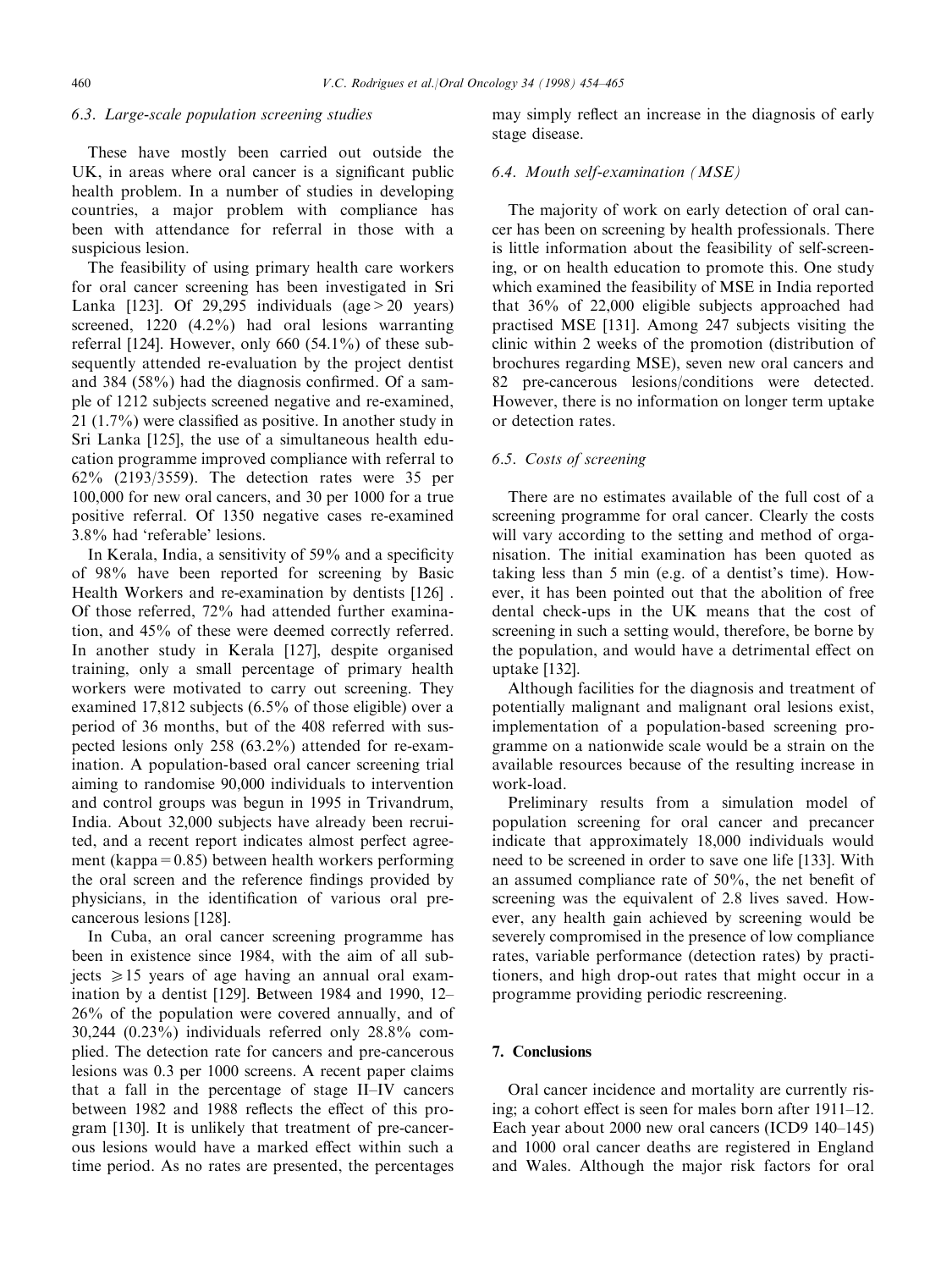### 6.3. Large-scale population screening studies

These have mostly been carried out outside the UK, in areas where oral cancer is a significant public health problem. In a number of studies in developing countries, a major problem with compliance has been with attendance for referral in those with a suspicious lesion.

The feasibility of using primary health care workers for oral cancer screening has been investigated in Sri Lanka [123]. Of 29,295 individuals (age > 20 years) screened, 1220 (4.2%) had oral lesions warranting referral [124]. However, only 660 (54.1%) of these subsequently attended re-evaluation by the project dentist and 384 (58%) had the diagnosis confirmed. Of a sample of 1212 subjects screened negative and re-examined, 21 (1.7%) were classified as positive. In another study in Sri Lanka [125], the use of a simultaneous health education programme improved compliance with referral to 62% (2193/3559). The detection rates were 35 per 100,000 for new oral cancers, and 30 per 1000 for a true positive referral. Of 1350 negative cases re-examined 3.8% had 'referable' lesions.

In Kerala, India, a sensitivity of 59% and a specificity of 98% have been reported for screening by Basic Health Workers and re-examination by dentists [126] . Of those referred, 72% had attended further examination, and 45% of these were deemed correctly referred. In another study in Kerala [127], despite organised training, only a small percentage of primary health workers were motivated to carry out screening. They examined 17,812 subjects (6.5% of those eligible) over a period of 36 months, but of the 408 referred with suspected lesions only 258 (63.2%) attended for re-examination. A population-based oral cancer screening trial aiming to randomise 90,000 individuals to intervention and control groups was begun in 1995 in Trivandrum, India. About 32,000 subjects have already been recruited, and a recent report indicates almost perfect agreement (kappa = 0.85) between health workers performing the oral screen and the reference findings provided by physicians, in the identification of various oral precancerous lesions [128].

In Cuba, an oral cancer screening programme has been in existence since 1984, with the aim of all subjects ⩾15 years of age having an annual oral examination by a dentist [129]. Between 1984 and 1990, 12–26% of the population were covered annually, and of 30,244 (0.23%) individuals referred only 28.8% complied. The detection rate for cancers and pre-cancerous lesions was 0.3 per 1000 screens. A recent paper claims that a fall in the percentage of stage II–IV cancers between 1982 and 1988 reflects the effect of this program [130]. It is unlikely that treatment of pre-cancerous lesions would have a marked effect within such a time period. As no rates are presented, the percentages may simply reflect an increase in the diagnosis of early stage disease.

### 6.4. Mouth self-examination (MSE)

The majority of work on early detection of oral cancer has been on screening by health professionals. There is little information about the feasibility of self-screening, or on health education to promote this. One study which examined the feasibility of MSE in India reported that 36% of 22,000 eligible subjects approached had practised MSE [131]. Among 247 subjects visiting the clinic within 2 weeks of the promotion (distribution of brochures regarding MSE), seven new oral cancers and 82 pre-cancerous lesions/conditions were detected. However, there is no information on longer term uptake or detection rates.

### 6.5. Costs of screening

There are no estimates available of the full cost of a screening programme for oral cancer. Clearly the costs will vary according to the setting and method of organisation. The initial examination has been quoted as taking less than 5 min (e.g. of a dentist's time). However, it has been pointed out that the abolition of free dental check-ups in the UK means that the cost of screening in such a setting would, therefore, be borne by the population, and would have a detrimental effect on uptake [132].

Although facilities for the diagnosis and treatment of potentially malignant and malignant oral lesions exist, implementation of a population-based screening programme on a nationwide scale would be a strain on the available resources because of the resulting increase in work-load.

Preliminary results from a simulation model of population screening for oral cancer and precancer indicate that approximately 18,000 individuals would need to be screened in order to save one life [133]. With an assumed compliance rate of 50%, the net benefit of screening was the equivalent of 2.8 lives saved. However, any health gain achieved by screening would be severely compromised in the presence of low compliance rates, variable performance (detection rates) by practitioners, and high drop-out rates that might occur in a programme providing periodic rescreening.

## 7. Conclusions

Oral cancer incidence and mortality are currently rising; a cohort effect is seen for males born after 1911–12. Each year about 2000 new oral cancers (ICD9 140–145) and 1000 oral cancer deaths are registered in England and Wales. Although the major risk factors for oral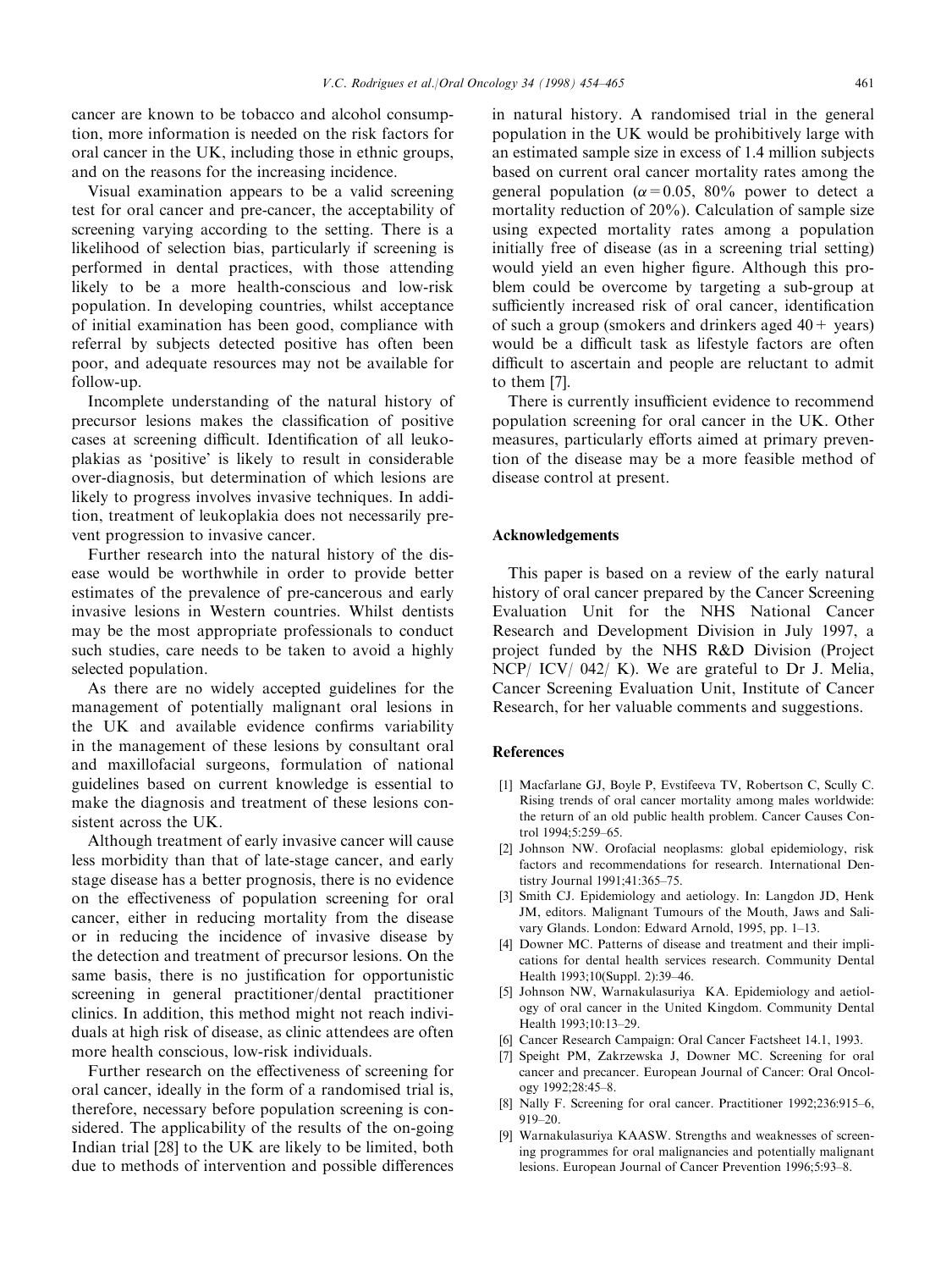cancer are known to be tobacco and alcohol consumption, more information is needed on the risk factors for oral cancer in the UK, including those in ethnic groups, and on the reasons for the increasing incidence.

Visual examination appears to be a valid screening test for oral cancer and pre-cancer, the acceptability of screening varying according to the setting. There is a likelihood of selection bias, particularly if screening is performed in dental practices, with those attending likely to be a more health-conscious and low-risk population. In developing countries, whilst acceptance of initial examination has been good, compliance with referral by subjects detected positive has often been poor, and adequate resources may not be available for follow-up.

Incomplete understanding of the natural history of precursor lesions makes the classification of positive cases at screening difficult. Identification of all leukoplakias as 'positive' is likely to result in considerable over-diagnosis, but determination of which lesions are likely to progress involves invasive techniques. In addition, treatment of leukoplakia does not necessarily prevent progression to invasive cancer.

Further research into the natural history of the disease would be worthwhile in order to provide better estimates of the prevalence of pre-cancerous and early invasive lesions in Western countries. Whilst dentists may be the most appropriate professionals to conduct such studies, care needs to be taken to avoid a highly selected population.

As there are no widely accepted guidelines for the management of potentially malignant oral lesions in the UK and available evidence confirms variability in the management of these lesions by consultant oral and maxillofacial surgeons, formulation of national guidelines based on current knowledge is essential to make the diagnosis and treatment of these lesions consistent across the UK.

Although treatment of early invasive cancer will cause less morbidity than that of late-stage cancer, and early stage disease has a better prognosis, there is no evidence on the effectiveness of population screening for oral cancer, either in reducing mortality from the disease or in reducing the incidence of invasive disease by the detection and treatment of precursor lesions. On the same basis, there is no justification for opportunistic screening in general practitioner/dental practitioner clinics. In addition, this method might not reach individuals at high risk of disease, as clinic attendees are often more health conscious, low-risk individuals.

Further research on the effectiveness of screening for oral cancer, ideally in the form of a randomised trial is, therefore, necessary before population screening is considered. The applicability of the results of the on-going Indian trial [28] to the UK are likely to be limited, both due to methods of intervention and possible differences in natural history. A randomised trial in the general population in the UK would be prohibitively large with an estimated sample size in excess of 1.4 million subjects based on current oral cancer mortality rates among the general population ($\alpha = 0.05$, 80% power to detect a mortality reduction of 20%). Calculation of sample size using expected mortality rates among a population initially free of disease (as in a screening trial setting) would yield an even higher figure. Although this problem could be overcome by targeting a sub-group at sufficiently increased risk of oral cancer, identification of such a group (smokers and drinkers aged 40+ years) would be a difficult task as lifestyle factors are often difficult to ascertain and people are reluctant to admit to them [7].

There is currently insufficient evidence to recommend population screening for oral cancer in the UK. Other measures, particularly efforts aimed at primary prevention of the disease may be a more feasible method of disease control at present.

## Acknowledgements

This paper is based on a review of the early natural history of oral cancer prepared by the Cancer Screening Evaluation Unit for the NHS National Cancer Research and Development Division in July 1997, a project funded by the NHS R&D Division (Project NCP/ ICV/ 042/ K). We are grateful to Dr J. Melia, Cancer Screening Evaluation Unit, Institute of Cancer Research, for her valuable comments and suggestions.

## References

[1] Macfarlane GJ, Boyle P, Evstifeeva TV, Robertson C, Scully C. Rising trends of oral cancer mortality among males worldwide: the return of an old public health problem. Cancer Causes Control 1994;5:259–65.

[2] Johnson NW. Orofacial neoplasms: global epidemiology, risk factors and recommendations for research. International Dentistry Journal 1991;41:365–75.

[3] Smith CJ. Epidemiology and aetiology. In: Langdon JD, Henk JM, editors. Malignant Tumours of the Mouth, Jaws and Salivary Glands. London: Edward Arnold, 1995, pp. 1–13.

[4] Downer MC. Patterns of disease and treatment and their implications for dental health services research. Community Dental Health 1993;10(Suppl. 2):39–46.

[5] Johnson NW, Warnakulasuriya KA. Epidemiology and aetiology of oral cancer in the United Kingdom. Community Dental Health 1993;10:13–29.

[6] Cancer Research Campaign: Oral Cancer Factsheet 14.1, 1993.

[7] Speight PM, Zakrzewska J, Downer MC. Screening for oral cancer and precancer. European Journal of Cancer: Oral Oncology 1992;28:45–8.

[8] Nally F. Screening for oral cancer. Practitioner 1992;236:915–6, 919–20.

[9] Warnakulasuriya KAASW. Strengths and weaknesses of screening programmes for oral malignancies and potentially malignant lesions. European Journal of Cancer Prevention 1996;5:93–8.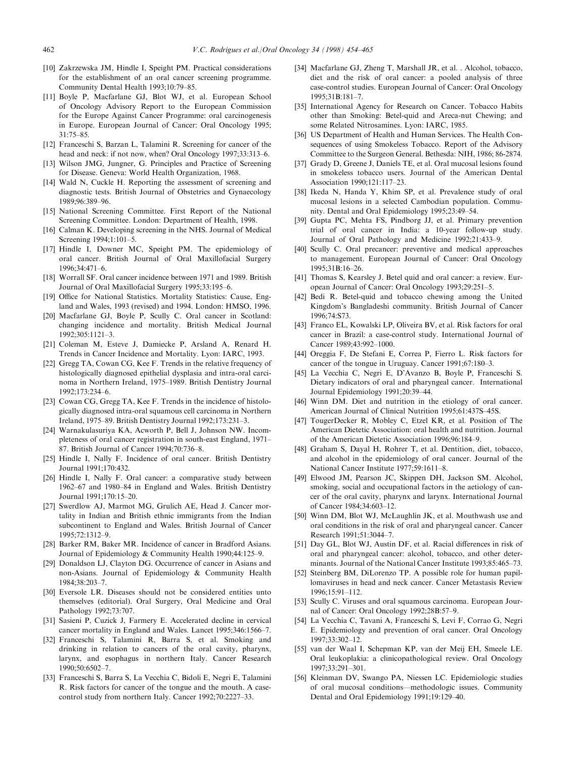[10] Zakrzewska JM, Hindle I, Speight PM. Practical considerations for the establishment of an oral cancer screening programme. Community Dental Health 1993;10:79–85.

[11] Boyle P, Macfarlane GJ, Blot WJ, et al. European School of Oncology Advisory Report to the European Commission for the Europe Against Cancer Programme: oral carcinogenesis in Europe. European Journal of Cancer: Oral Oncology 1995; 31:75–85.

[12] Franceschi S, Barzan L, Talamini R. Screening for cancer of the head and neck: if not now, when? Oral Oncology 1997;33:313–6.

[13] Wilson JMG, Jungner, G. Principles and Practice of Screening for Disease. Geneva: World Health Organization, 1968.

[14] Wald N, Cuckle H. Reporting the assessment of screening and diagnostic tests. British Journal of Obstetrics and Gynaecology 1989;96:389–96.

[15] National Screening Committee. First Report of the National Screening Committee. London: Department of Health, 1998.

[16] Calman K. Developing screening in the NHS. Journal of Medical Screening 1994;1:101–5.

[17] Hindle I, Downer MC, Speight PM. The epidemiology of oral cancer. British Journal of Oral Maxillofacial Surgery 1996;34:471–6.

[18] Worrall SF. Oral cancer incidence between 1971 and 1989. British Journal of Oral Maxillofacial Surgery 1995;33:195–6.

[19] Office for National Statistics. Mortality Statistics: Cause, England and Wales, 1993 (revised) and 1994. London: HMSO, 1996.

[20] Macfarlane GJ, Boyle P, Scully C. Oral cancer in Scotland: changing incidence and mortality. British Medical Journal 1992;305:1121–3.

[21] Coleman M, Esteve J, Damiecke P, Arsland A, Renard H. Trends in Cancer Incidence and Mortality. Lyon: IARC, 1993.

[22] Gregg TA, Cowan CG, Kee F. Trends in the relative frequency of histologically diagnosed epithelial dysplasia and intra-oral carcinoma in Northern Ireland, 1975–1989. British Dentistry Journal 1992;173:234–6.

[23] Cowan CG, Gregg TA, Kee F. Trends in the incidence of histologically diagnosed intra-oral squamous cell carcinoma in Northern Ireland, 1975–89. British Dentistry Journal 1992;173:231–3.

[24] Warnakulasuriya KA, Acworth P, Bell J, Johnson NW. Incompleteness of oral cancer registration in south-east England, 1971–87. British Journal of Cancer 1994;70:736–8.

[25] Hindle I, Nally F. Incidence of oral cancer. British Dentistry Journal 1991;170:432.

[26] Hindle I, Nally F. Oral cancer: a comparative study between 1962–67 and 1980–84 in England and Wales. British Dentistry Journal 1991;170:15–20.

[27] Swerdlow AJ, Marmot MG, Grulich AE, Head J. Cancer mortality in Indian and British ethnic immigrants from the Indian subcontinent to England and Wales. British Journal of Cancer 1995;72:1312–9.

[28] Barker RM, Baker MR. Incidence of cancer in Bradford Asians. Journal of Epidemiology & Community Health 1990;44:125–9.

[29] Donaldson LJ, Clayton DG. Occurrence of cancer in Asians and non-Asians. Journal of Epidemiology & Community Health 1984;38:203–7.

[30] Eversole LR. Diseases should not be considered entities unto themselves (editorial). Oral Surgery, Oral Medicine and Oral Pathology 1992;73:707.

[31] Sasieni P, Cuzick J, Farmery E. Accelerated decline in cervical cancer mortality in England and Wales. Lancet 1995;346:1566–7.

[32] Franceschi S, Talamini R, Barra S, et al. Smoking and drinking in relation to cancers of the oral cavity, pharynx, larynx, and esophagus in northern Italy. Cancer Research 1990;50:6502–7.

[33] Franceschi S, Barra S, La Vecchia C, Bidoli E, Negri E, Talamini R. Risk factors for cancer of the tongue and the mouth. A case-control study from northern Italy. Cancer 1992;70:2227–33.

[34] Macfarlane GJ, Zheng T, Marshall JR, et al. . Alcohol, tobacco, diet and the risk of oral cancer: a pooled analysis of three case-control studies. European Journal of Cancer: Oral Oncology 1995;31B:181–7.

[35] International Agency for Research on Cancer. Tobacco Habits other than Smoking: Betel-quid and Areca-nut Chewing; and some Related Nitrosamines. Lyon: IARC, 1985.

[36] US Department of Health and Human Services. The Health Consequences of using Smokeless Tobacco. Report of the Advisory Committee to the Surgeon General. Bethesda: NIH, 1986; 86-2874.

[37] Grady D, Greene J, Daniels TE, et al. Oral mucosal lesions found in smokeless tobacco users. Journal of the American Dental Association 1990;121:117–23.

[38] Ikeda N, Handa Y, Khim SP, et al. Prevalence study of oral mucosal lesions in a selected Cambodian population. Community. Dental and Oral Epidemiology 1995;23:49–54.

[39] Gupta PC, Mehta FS, Pindborg JJ, et al. Primary prevention trial of oral cancer in India: a 10-year follow-up study. Journal of Oral Pathology and Medicine 1992;21:433–9.

[40] Scully C. Oral precancer: preventive and medical approaches to management. European Journal of Cancer: Oral Oncology 1995;31B:16–26.

[41] Thomas S, Kearsley J. Betel quid and oral cancer: a review. European Journal of Cancer: Oral Oncology 1993;29:251–5.

[42] Bedi R. Betel-quid and tobacco chewing among the United Kingdom's Bangladeshi community. British Journal of Cancer 1996;74:S73.

[43] Franco EL, Kowalski LP, Oliveira BV, et al. Risk factors for oral cancer in Brazil: a case-control study. International Journal of Cancer 1989;43:992–1000.

[44] Oreggia F, De Stefani E, Correa P, Fierro L. Risk factors for cancer of the tongue in Uruguay. Cancer 1991;67:180–3.

[45] La Vecchia C, Negri E, D'Avanzo B, Boyle P, Franceschi S. Dietary indicators of oral and pharyngeal cancer. International Journal Epidemiology 1991;20:39–44.

[46] Winn DM. Diet and nutrition in the etiology of oral cancer. American Journal of Clinical Nutrition 1995;61:437S–45S.

[47] TougerDecker R, Mobley C, Etzel KR, et al. Position of The American Dietetic Association: oral health and nutrition. Journal of the American Dietetic Association 1996;96:184–9.

[48] Graham S, Dayal H, Rohrer T, et al. Dentition, diet, tobacco, and alcohol in the epidemiology of oral cancer. Journal of the National Cancer Institute 1977;59:1611–8.

[49] Elwood JM, Pearson JC, Skippen DH, Jackson SM. Alcohol, smoking, social and occupational factors in the aetiology of cancer of the oral cavity, pharynx and larynx. International Journal of Cancer 1984;34:603–12.

[50] Winn DM, Blot WJ, McLaughlin JK, et al. Mouthwash use and oral conditions in the risk of oral and pharyngeal cancer. Cancer Research 1991;51:3044–7.

[51] Day GL, Blot WJ, Austin DF, et al. Racial differences in risk of oral and pharyngeal cancer: alcohol, tobacco, and other determinants. Journal of the National Cancer Institute 1993;85:465–73.

[52] Steinberg BM, DiLorenzo TP. A possible role for human papillomaviruses in head and neck cancer. Cancer Metastasis Review 1996;15:91–112.

[53] Scully C. Viruses and oral squamous carcinoma. European Journal of Cancer: Oral Oncology 1992;28B:57–9.

[54] La Vecchia C, Tavani A, Franceschi S, Levi F, Corrao G, Negri E. Epidemiology and prevention of oral cancer. Oral Oncology 1997;33:302–12.

[55] van der Waal I, Schepman KP, van der Meij EH, Smeele LE. Oral leukoplakia: a clinicopathological review. Oral Oncology 1997;33:291–301.

[56] Kleinman DV, Swango PA, Niessen LC. Epidemiologic studies of oral mucosal conditions—methodologic issues. Community Dental and Oral Epidemiology 1991;19:129–40.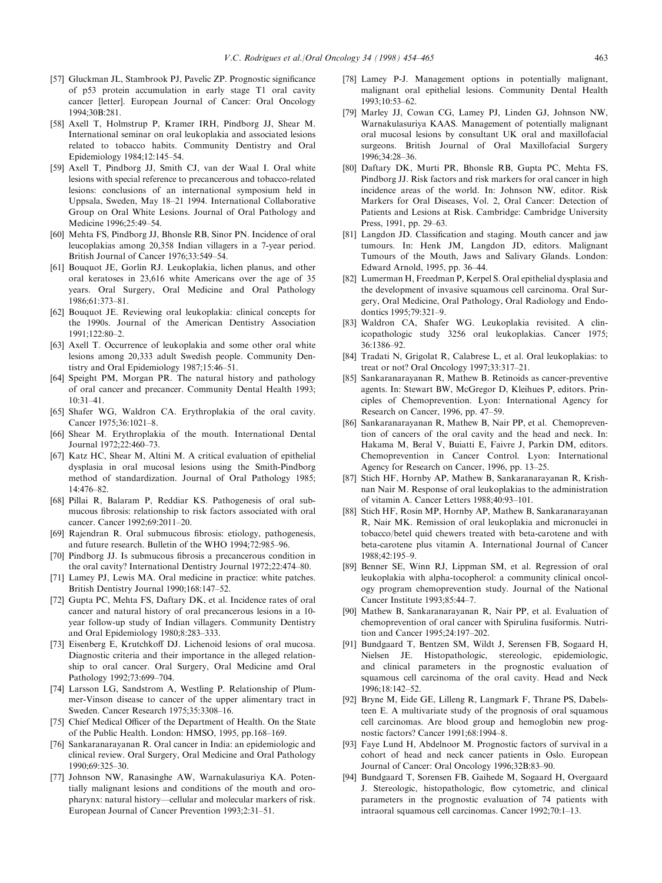[57] Gluckman JL, Stambrook PJ, Pavelic ZP. Prognostic significance of p53 protein accumulation in early stage T1 oral cavity cancer [letter]. European Journal of Cancer: Oral Oncology 1994;30B:281.

[58] Axell T, Holmstrup P, Kramer IRH, Pindborg JJ, Shear M. International seminar on oral leukoplakia and associated lesions related to tobacco habits. Community Dentistry and Oral Epidemiology 1984;12:145–54.

[59] Axell T, Pindborg JJ, Smith CJ, van der Waal I. Oral white lesions with special reference to precancerous and tobacco-related lesions: conclusions of an international symposium held in Uppsala, Sweden, May 18–21 1994. International Collaborative Group on Oral White Lesions. Journal of Oral Pathology and Medicine 1996;25:49–54.

[60] Mehta FS, Pindborg JJ, Bhonsle RB, Sinor PN. Incidence of oral leucoplakias among 20,358 Indian villagers in a 7-year period. British Journal of Cancer 1976;33:549–54.

[61] Bouquot JE, Gorlin RJ. Leukoplakia, lichen planus, and other oral keratoses in 23,616 white Americans over the age of 35 years. Oral Surgery, Oral Medicine and Oral Pathology 1986;61:373–81.

[62] Bouquot JE. Reviewing oral leukoplakia: clinical concepts for the 1990s. Journal of the American Dentistry Association 1991;122:80–2.

[63] Axell T. Occurrence of leukoplakia and some other oral white lesions among 20,333 adult Swedish people. Community Dentistry and Oral Epidemiology 1987;15:46–51.

[64] Speight PM, Morgan PR. The natural history and pathology of oral cancer and precancer. Community Dental Health 1993; 10:31–41.

[65] Shafer WG, Waldron CA. Erythroplakia of the oral cavity. Cancer 1975;36:1021–8.

[66] Shear M. Erythroplakia of the mouth. International Dental Journal 1972;22:460–73.

[67] Katz HC, Shear M, Altini M. A critical evaluation of epithelial dysplasia in oral mucosal lesions using the Smith-Pindborg method of standardization. Journal of Oral Pathology 1985; 14:476–82.

[68] Pillai R, Balaram P, Reddiar KS. Pathogenesis of oral submucous fibrosis: relationship to risk factors associated with oral cancer. Cancer 1992;69:2011–20.

[69] Rajendran R. Oral submucous fibrosis: etiology, pathogenesis, and future research. Bulletin of the WHO 1994;72:985–96.

[70] Pindborg JJ. Is submucous fibrosis a precancerous condition in the oral cavity? International Dentistry Journal 1972;22:474–80.

[71] Lamey PJ, Lewis MA. Oral medicine in practice: white patches. British Dentistry Journal 1990;168:147–52.

[72] Gupta PC, Mehta FS, Daftary DK, et al. Incidence rates of oral cancer and natural history of oral precancerous lesions in a 10-year follow-up study of Indian villagers. Community Dentistry and Oral Epidemiology 1980;8:283–333.

[73] Eisenberg E, Krutchkoff DJ. Lichenoid lesions of oral mucosa. Diagnostic criteria and their importance in the alleged relationship to oral cancer. Oral Surgery, Oral Medicine amd Oral Pathology 1992;73:699–704.

[74] Larsson LG, Sandstrom A, Westling P. Relationship of Plummer-Vinson disease to cancer of the upper alimentary tract in Sweden. Cancer Research 1975;35:3308–16.

[75] Chief Medical Officer of the Department of Health. On the State of the Public Health. London: HMSO, 1995, pp.168–169.

[76] Sankaranarayanan R. Oral cancer in India: an epidemiologic and clinical review. Oral Surgery, Oral Medicine and Oral Pathology 1990;69:325–30.

[77] Johnson NW, Ranasinghe AW, Warnakulasuriya KA. Potentially malignant lesions and conditions of the mouth and oropharynx: natural history—cellular and molecular markers of risk. European Journal of Cancer Prevention 1993;2:31–51.

[78] Lamey P-J. Management options in potentially malignant, malignant oral epithelial lesions. Community Dental Health 1993;10:53–62.

[79] Marley JJ, Cowan CG, Lamey PJ, Linden GJ, Johnson NW, Warnakulasuriya KAAS. Management of potentially malignant oral mucosal lesions by consultant UK oral and maxillofacial surgeons. British Journal of Oral Maxillofacial Surgery 1996;34:28–36.

[80] Daftary DK, Murti PR, Bhonsle RB, Gupta PC, Mehta FS, Pindborg JJ. Risk factors and risk markers for oral cancer in high incidence areas of the world. In: Johnson NW, editor. Risk Markers for Oral Diseases, Vol. 2, Oral Cancer: Detection of Patients and Lesions at Risk. Cambridge: Cambridge University Press, 1991, pp. 29–63.

[81] Langdon JD. Classification and staging. Mouth cancer and jaw tumours. In: Henk JM, Langdon JD, editors. Malignant Tumours of the Mouth, Jaws and Salivary Glands. London: Edward Arnold, 1995, pp. 36–44.

[82] Lumerman H, Freedman P, Kerpel S. Oral epithelial dysplasia and the development of invasive squamous cell carcinoma. Oral Surgery, Oral Medicine, Oral Pathology, Oral Radiology and Endodontics 1995;79:321–9.

[83] Waldron CA, Shafer WG. Leukoplakia revisited. A clinicopathologic study 3256 oral leukoplakias. Cancer 1975; 36:1386–92.

[84] Tradati N, Grigolat R, Calabrese L, et al. Oral leukoplakias: to treat or not? Oral Oncology 1997;33:317–21.

[85] Sankaranarayanan R, Mathew B. Retinoids as cancer-preventive agents. In: Stewart BW, McGregor D, Kleihues P, editors. Principles of Chemoprevention. Lyon: International Agency for Research on Cancer, 1996, pp. 47–59.

[86] Sankaranarayanan R, Mathew B, Nair PP, et al. Chemoprevention of cancers of the oral cavity and the head and neck. In: Hakama M, Beral V, Buiatti E, Faivre J, Parkin DM, editors. Chemoprevention in Cancer Control. Lyon: International Agency for Research on Cancer, 1996, pp. 13–25.

[87] Stich HF, Hornby AP, Mathew B, Sankaranarayanan R, Krishnan Nair M. Response of oral leukoplakias to the administration of vitamin A. Cancer Letters 1988;40:93–101.

[88] Stich HF, Rosin MP, Hornby AP, Mathew B, Sankaranarayanan R, Nair MK. Remission of oral leukoplakia and micronuclei in tobacco/betel quid chewers treated with beta-carotene and with beta-carotene plus vitamin A. International Journal of Cancer 1988;42:195–9.

[89] Benner SE, Winn RJ, Lippman SM, et al. Regression of oral leukoplakia with alpha-tocopherol: a community clinical oncology program chemoprevention study. Journal of the National Cancer Institute 1993;85:44–7.

[90] Mathew B, Sankaranarayanan R, Nair PP, et al. Evaluation of chemoprevention of oral cancer with Spirulina fusiformis. Nutrition and Cancer 1995;24:197–202.

[91] Bundgaard T, Bentzen SM, Wildt J, Serensen FB, Sogaard H, Nielsen JE. Histopathologic, stereologic, epidemiologic, and clinical parameters in the prognostic evaluation of squamous cell carcinoma of the oral cavity. Head and Neck 1996;18:142–52.

[92] Bryne M, Eide GE, Lilleng R, Langmark F, Thrane PS, Dabelsteen E. A multivariate study of the prognosis of oral squamous cell carcinomas. Are blood group and hemoglobin new prognostic factors? Cancer 1991;68:1994–8.

[93] Faye Lund H, Abdelnoor M. Prognostic factors of survival in a cohort of head and neck cancer patients in Oslo. European Journal of Cancer: Oral Oncology 1996;32B:83–90.

[94] Bundgaard T, Sorensen FB, Gaihede M, Sogaard H, Overgaard J. Stereologic, histopathologic, flow cytometric, and clinical parameters in the prognostic evaluation of 74 patients with intraoral squamous cell carcinomas. Cancer 1992;70:1–13.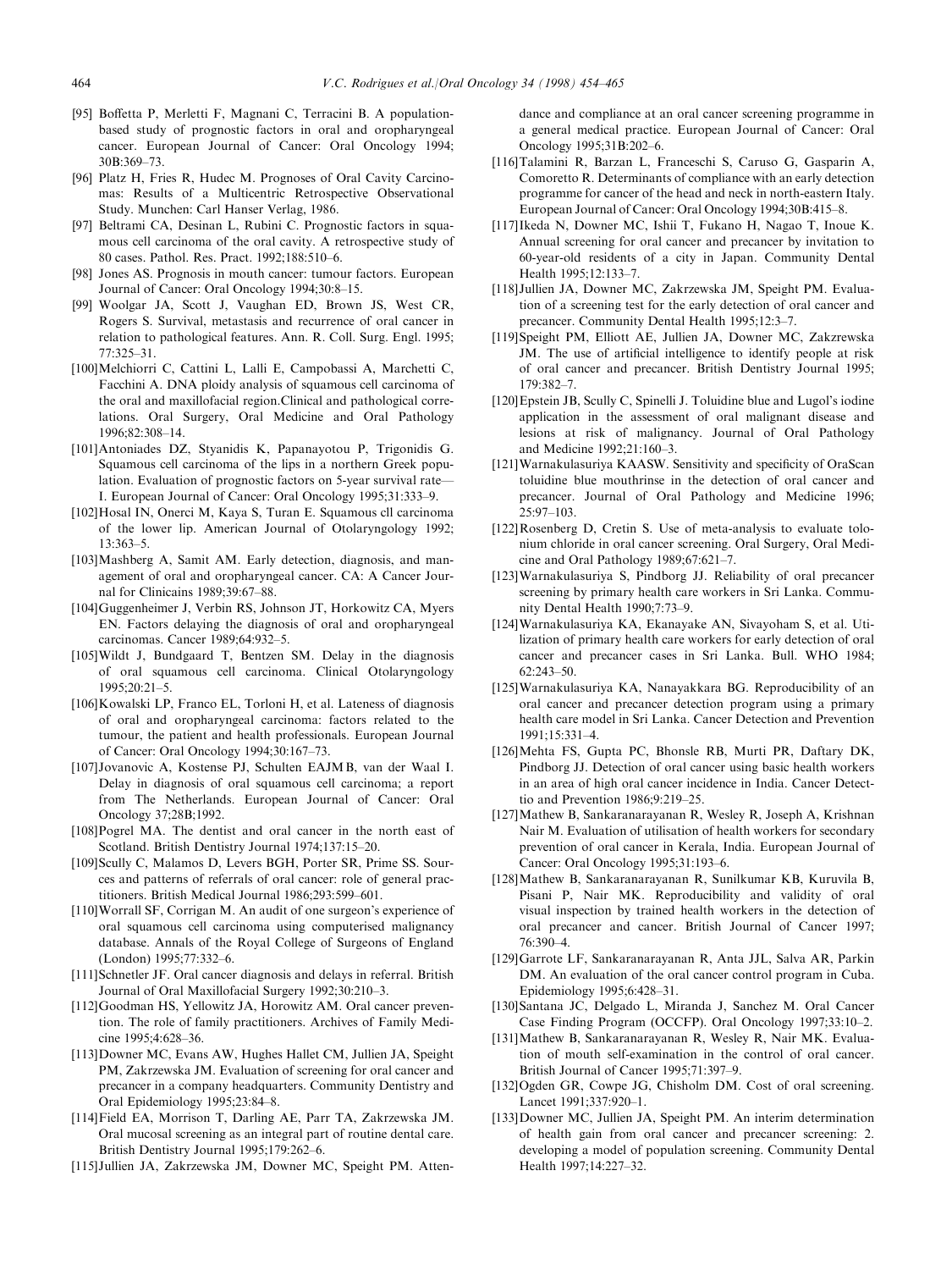[95] Boffetta P, Merletti F, Magnani C, Terracini B. A population-based study of prognostic factors in oral and oropharyngeal cancer. European Journal of Cancer: Oral Oncology 1994; 30B:369–73.

[96] Platz H, Fries R, Hudec M. Prognoses of Oral Cavity Carcinomas: Results of a Multicentric Retrospective Observational Study. Munchen: Carl Hanser Verlag, 1986.

[97] Beltrami CA, Desinan L, Rubini C. Prognostic factors in squamous cell carcinoma of the oral cavity. A retrospective study of 80 cases. Pathol. Res. Pract. 1992;188:510–6.

[98] Jones AS. Prognosis in mouth cancer: tumour factors. European Journal of Cancer: Oral Oncology 1994;30:8–15.

[99] Woolgar JA, Scott J, Vaughan ED, Brown JS, West CR, Rogers S. Survival, metastasis and recurrence of oral cancer in relation to pathological features. Ann. R. Coll. Surg. Engl. 1995; 77:325–31.

[100] Melchiorri C, Cattini L, Lalli E, Campobassi A, Marchetti C, Facchini A. DNA ploidy analysis of squamous cell carcinoma of the oral and maxillofacial region.Clinical and pathological correlations. Oral Surgery, Oral Medicine and Oral Pathology 1996;82:308–14.

[101] Antoniades DZ, Styanidis K, Papanayotou P, Trigonidis G. Squamous cell carcinoma of the lips in a northern Greek population. Evaluation of prognostic factors on 5-year survival rate—I. European Journal of Cancer: Oral Oncology 1995;31:333–9.

[102] Hosal IN, Onerci M, Kaya S, Turan E. Squamous cll carcinoma of the lower lip. American Journal of Otolaryngology 1992; 13:363–5.

[103] Mashberg A, Samit AM. Early detection, diagnosis, and management of oral and oropharyngeal cancer. CA: A Cancer Journal for Clinicains 1989;39:67–88.

[104] Guggenheimer J, Verbin RS, Johnson JT, Horkowitz CA, Myers EN. Factors delaying the diagnosis of oral and oropharyngeal carcinomas. Cancer 1989;64:932–5.

[105] Wildt J, Bundgaard T, Bentzen SM. Delay in the diagnosis of oral squamous cell carcinoma. Clinical Otolaryngology 1995;20:21–5.

[106] Kowalski LP, Franco EL, Torloni H, et al. Lateness of diagnosis of oral and oropharyngeal carcinoma: factors related to the tumour, the patient and health professionals. European Journal of Cancer: Oral Oncology 1994;30:167–73.

[107] Jovanovic A, Kostense PJ, Schulten EAJM B, van der Waal I. Delay in diagnosis of oral squamous cell carcinoma; a report from The Netherlands. European Journal of Cancer: Oral Oncology 37;28B;1992.

[108] Pogrel MA. The dentist and oral cancer in the north east of Scotland. British Dentistry Journal 1974;137:15–20.

[109] Scully C, Malamos D, Levers BGH, Porter SR, Prime SS. Sources and patterns of referrals of oral cancer: role of general practitioners. British Medical Journal 1986;293:599–601.

[110] Worrall SF, Corrigan M. An audit of one surgeon's experience of oral squamous cell carcinoma using computerised malignancy database. Annals of the Royal College of Surgeons of England (London) 1995;77:332–6.

[111] Schnetler JF. Oral cancer diagnosis and delays in referral. British Journal of Oral Maxillofacial Surgery 1992;30:210–3.

[112] Goodman HS, Yellowitz JA, Horowitz AM. Oral cancer prevention. The role of family practitioners. Archives of Family Medicine 1995;4:628–36.

[113] Downer MC, Evans AW, Hughes Hallet CM, Jullien JA, Speight PM, Zakrzewska JM. Evaluation of screening for oral cancer and precancer in a company headquarters. Community Dentistry and Oral Epidemiology 1995;23:84–8.

[114] Field EA, Morrison T, Darling AE, Parr TA, Zakrzewska JM. Oral mucosal screening as an integral part of routine dental care. British Dentistry Journal 1995;179:262–6.

[115] Jullien JA, Zakrzewska JM, Downer MC, Speight PM. Attendance and compliance at an oral cancer screening programme in a general medical practice. European Journal of Cancer: Oral Oncology 1995;31B:202–6.

[116] Talamini R, Barzan L, Franceschi S, Caruso G, Gasparin A, Comoretto R. Determinants of compliance with an early detection programme for cancer of the head and neck in north-eastern Italy. European Journal of Cancer: Oral Oncology 1994;30B:415–8.

[117] Ikeda N, Downer MC, Ishii T, Fukano H, Nagao T, Inoue K. Annual screening for oral cancer and precancer by invitation to 60-year-old residents of a city in Japan. Community Dental Health 1995;12:133–7.

[118] Jullien JA, Downer MC, Zakrzewska JM, Speight PM. Evaluation of a screening test for the early detection of oral cancer and precancer. Community Dental Health 1995;12:3–7.

[119] Speight PM, Elliott AE, Jullien JA, Downer MC, Zakzrewska JM. The use of artificial intelligence to identify people at risk of oral cancer and precancer. British Dentistry Journal 1995; 179:382–7.

[120] Epstein JB, Scully C, Spinelli J. Toluidine blue and Lugol's iodine application in the assessment of oral malignant disease and lesions at risk of malignancy. Journal of Oral Pathology and Medicine 1992;21:160–3.

[121] Warnakulasuriya KAASW. Sensitivity and specificity of OraScan toluidine blue mouthrinse in the detection of oral cancer and precancer. Journal of Oral Pathology and Medicine 1996; 25:97–103.

[122] Rosenberg D, Cretin S. Use of meta-analysis to evaluate tolonium chloride in oral cancer screening. Oral Surgery, Oral Medicine and Oral Pathology 1989;67:621–7.

[123] Warnakulasuriya S, Pindborg JJ. Reliability of oral precancer screening by primary health care workers in Sri Lanka. Community Dental Health 1990;7:73–9.

[124] Warnakulasuriya KA, Ekanayake AN, Sivayoham S, et al. Utilization of primary health care workers for early detection of oral cancer and precancer cases in Sri Lanka. Bull. WHO 1984; 62:243–50.

[125] Warnakulasuriya KA, Nanayakkara BG. Reproducibility of an oral cancer and precancer detection program using a primary health care model in Sri Lanka. Cancer Detection and Prevention 1991;15:331–4.

[126] Mehta FS, Gupta PC, Bhonsle RB, Murti PR, Daftary DK, Pindborg JJ. Detection of oral cancer using basic health workers in an area of high oral cancer incidence in India. Cancer Detecttio and Prevention 1986;9:219–25.

[127] Mathew B, Sankaranarayanan R, Wesley R, Joseph A, Krishnan Nair M. Evaluation of utilisation of health workers for secondary prevention of oral cancer in Kerala, India. European Journal of Cancer: Oral Oncology 1995;31:193–6.

[128] Mathew B, Sankaranarayanan R, Sunilkumar KB, Kuruvila B, Pisani P, Nair MK. Reproducibility and validity of oral visual inspection by trained health workers in the detection of oral precancer and cancer. British Journal of Cancer 1997; 76:390–4.

[129] Garrote LF, Sankaranarayanan R, Anta JJL, Salva AR, Parkin DM. An evaluation of the oral cancer control program in Cuba. Epidemiology 1995;6:428–31.

[130] Santana JC, Delgado L, Miranda J, Sanchez M. Oral Cancer Case Finding Program (OCCFP). Oral Oncology 1997;33:10–2.

[131] Mathew B, Sankaranarayanan R, Wesley R, Nair MK. Evaluation of mouth self-examination in the control of oral cancer. British Journal of Cancer 1995;71:397–9.

[132] Ogden GR, Cowpe JG, Chisholm DM. Cost of oral screening. Lancet 1991;337:920–1.

[133] Downer MC, Jullien JA, Speight PM. An interim determination of health gain from oral cancer and precancer screening: 2. developing a model of population screening. Community Dental Health 1997;14:227–32.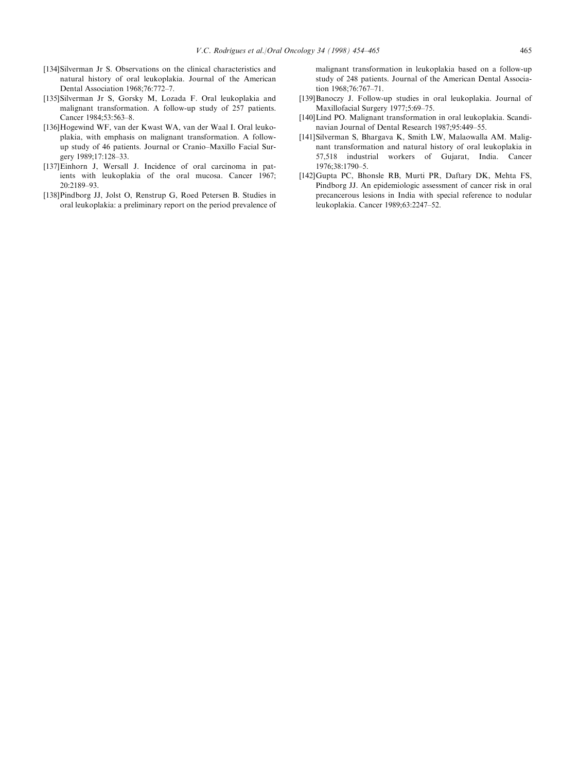[134] Silverman Jr S. Observations on the clinical characteristics and natural history of oral leukoplakia. Journal of the American Dental Association 1968;76:772–7.

[135] Silverman Jr S, Gorsky M, Lozada F. Oral leukoplakia and malignant transformation. A follow-up study of 257 patients. Cancer 1984;53:563–8.

[136] Hogewind WF, van der Kwast WA, van der Waal I. Oral leukoplakia, with emphasis on malignant transformation. A follow-up study of 46 patients. Journal or Cranio–Maxillo Facial Surgery 1989;17:128–33.

[137] Einhorn J, Wersall J. Incidence of oral carcinoma in patients with leukoplakia of the oral mucosa. Cancer 1967; 20:2189–93.

[138] Pindborg JJ, Jolst O, Renstrup G, Roed Petersen B. Studies in oral leukoplakia: a preliminary report on the period prevalence of malignant transformation in leukoplakia based on a follow-up study of 248 patients. Journal of the American Dental Association 1968;76:767–71.

[139] Banoczy J. Follow-up studies in oral leukoplakia. Journal of Maxillofacial Surgery 1977;5:69–75.

[140] Lind PO. Malignant transformation in oral leukoplakia. Scandinavian Journal of Dental Research 1987;95:449–55.

[141] Silverman S, Bhargava K, Smith LW, Malaowalla AM. Malignant transformation and natural history of oral leukoplakia in 57,518 industrial workers of Gujarat, India. Cancer 1976;38:1790–5.

[142] Gupta PC, Bhonsle RB, Murti PR, Daftary DK, Mehta FS, Pindborg JJ. An epidemiologic assessment of cancer risk in oral precancerous lesions in India with special reference to nodular leukoplakia. Cancer 1989;63:2247–52.